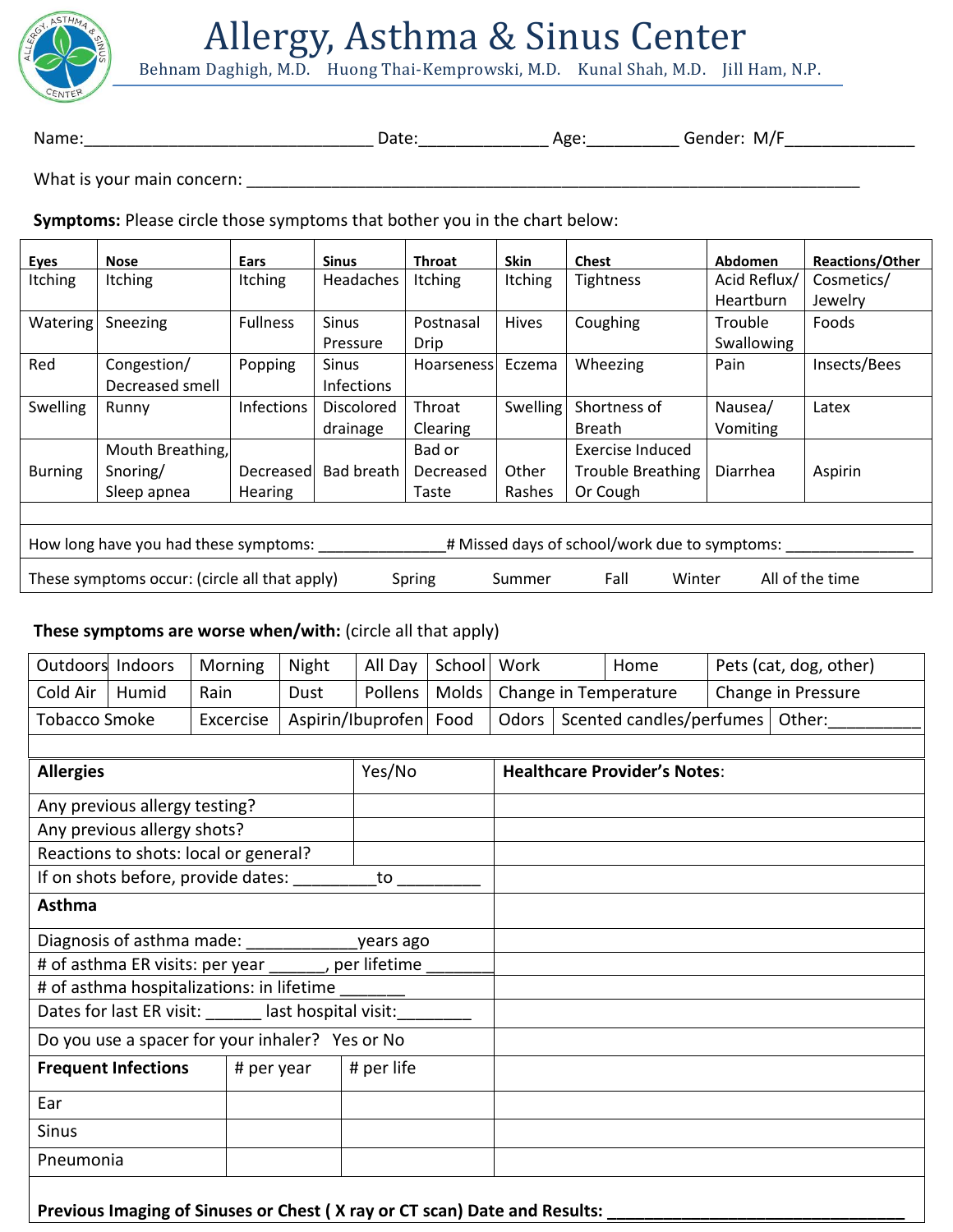# Allergy, Asthma & Sinus Center

Behnam Daghigh, M.D. Huong Thai-Kemprowski, M.D. Kunal Shah, M.D. Jill Ham, N.P.

Name:_______________________________ Date:_____________ Age:_________ Gender: M/F_____________

What is your main concern: ___________________________________________________________________

**Symptoms:** Please circle those symptoms that bother you in the chart below:

| Eyes | Nose | Ears | Sinus | Throat | Skin | Chest | Abdomen | Reactions/Other |
|---|---|---|---|---|---|---|---|---|
| Itching | Itching | Itching | Headaches | Itching | Itching | Tightness | Acid Reflux/ Heartburn | Cosmetics/ Jewelry |
| Watering | Sneezing | Fullness | Sinus Pressure | Postnasal Drip | Hives | Coughing | Trouble Swallowing | Foods |
| Red | Congestion/ Decreased smell | Popping | Sinus Infections | Hoarseness | Eczema | Wheezing | Pain | Insects/Bees |
| Swelling | Runny | Infections | Discolored drainage | Throat Clearing | Swelling | Shortness of Breath | Nausea/ Vomiting | Latex |
| Burning | Mouth Breathing, Snoring/ Sleep apnea | Decreased Hearing | Bad breath | Bad or Decreased Taste | Other Rashes | Exercise Induced Trouble Breathing Or Cough | Diarrhea | Aspirin |

How long have you had these symptoms: ______________# Missed days of school/work due to symptoms: ______________

These symptoms occur: (circle all that apply) Spring Summer Fall Winter All of the time

**These symptoms are worse when/with:** (circle all that apply)

| | | | | | | | | |
|---|---|---|---|---|---|---|---|---|
| Outdoors | Indoors | Morning | Night | All Day | School | Work | Home | Pets (cat, dog, other) |
| Cold Air | Humid | Rain | Dust | Pollens | Molds | Change in Temperature | | Change in Pressure |
| Tobacco Smoke | | Excercise | Aspirin/Ibuprofen | | Food | Odors | Scented candles/perfumes | Other:_________ |

| **Allergies** | Yes/No | **Healthcare Provider's Notes**: |
|---|---|---|
| Any previous allergy testing? | | |
| Any previous allergy shots? | | |
| Reactions to shots: local or general? | | |
| If on shots before, provide dates: ________to ________ | | |
| **Asthma** | | |
| Diagnosis of asthma made: ___________years ago | | |
| # of asthma ER visits: per year ______, per lifetime _______ | | |
| # of asthma hospitalizations: in lifetime _______ | | |
| Dates for last ER visit: ______ last hospital visit:________ | | |
| Do you use a spacer for your inhaler? Yes or No | | |

| **Frequent Infections** | # per year | # per life | |
|---|---|---|---|
| Ear | | | |
| Sinus | | | |
| Pneumonia | | | |

**Previous Imaging of Sinuses or Chest ( X ray or CT scan) Date and Results: ________________________________**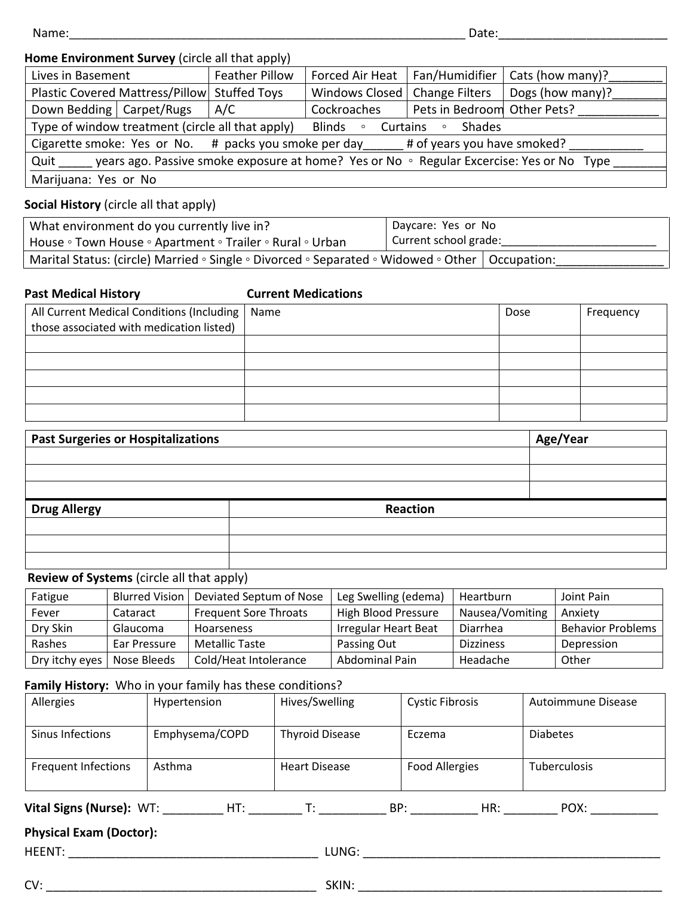Name:_______________________________________________________________ Date:_________________________

**Home Environment Survey** (circle all that apply)

| | | | | | |
|---|---|---|---|---|---|
| Lives in Basement | | Feather Pillow | Forced Air Heat | Fan/Humidifier | Cats (how many)?________ |
| Plastic Covered Mattress/Pillow | | Stuffed Toys | Windows Closed | Change Filters | Dogs (how many)?________ |
| Down Bedding | Carpet/Rugs | A/C | Cockroaches | Pets in Bedroom | Other Pets? ____________ |
| Type of window treatment (circle all that apply) Blinds ◦ Curtains ◦ Shades | | | | | |
| Cigarette smoke: Yes or No. # packs you smoke per day______ # of years you have smoked? ___________ | | | | | |
| Quit _____ years ago. Passive smoke exposure at home? Yes or No ◦ Regular Excercise: Yes or No Type ________ | | | | | |
| Marijuana: Yes or No | | | | | |

**Social History** (circle all that apply)

| | |
|---|---|
| What environment do you currently live in?<br>House ◦ Town House ◦ Apartment ◦ Trailer ◦ Rural ◦ Urban | Daycare: Yes or No<br>Current school grade:_________________________ |
| Marital Status: (circle) Married ◦ Single ◦ Divorced ◦ Separated ◦ Widowed ◦ Other | Occupation:________________ |

**Past Medical History** **Current Medications**

| All Current Medical Conditions (Including those associated with medication listed) | Name | Dose | Frequency |
|---|---|---|---|
| | | | |
| | | | |
| | | | |
| | | | |
| | | | |

| **Past Surgeries or Hospitalizations** | **Age/Year** |
|---|---|
| | |
| | |
| | |

| **Drug Allergy** | **Reaction** |
|---|---|
| | |
| | |
| | |

**Review of Systems** (circle all that apply)

| | | | | | |
|---|---|---|---|---|---|
| Fatigue | Blurred Vision | Deviated Septum of Nose | Leg Swelling (edema) | Heartburn | Joint Pain |
| Fever | Cataract | Frequent Sore Throats | High Blood Pressure | Nausea/Vomiting | Anxiety |
| Dry Skin | Glaucoma | Hoarseness | Irregular Heart Beat | Diarrhea | Behavior Problems |
| Rashes | Ear Pressure | Metallic Taste | Passing Out | Dizziness | Depression |
| Dry itchy eyes | Nose Bleeds | Cold/Heat Intolerance | Abdominal Pain | Headache | Other |

**Family History:** Who in your family has these conditions?

| | | | | |
|---|---|---|---|---|
| Allergies | Hypertension | Hives/Swelling | Cystic Fibrosis | Autoimmune Disease |
| Sinus Infections | Emphysema/COPD | Thyroid Disease | Eczema | Diabetes |
| Frequent Infections | Asthma | Heart Disease | Food Allergies | Tuberculosis |

**Vital Signs (Nurse):** WT: _________ HT: ________ T: __________ BP: __________ HR: ________ POX: __________

**Physical Exam (Doctor):**

HEENT: ______________________________________ LUNG: ___________________________________________

CV: _________________________________________ SKIN: ___________________________________________